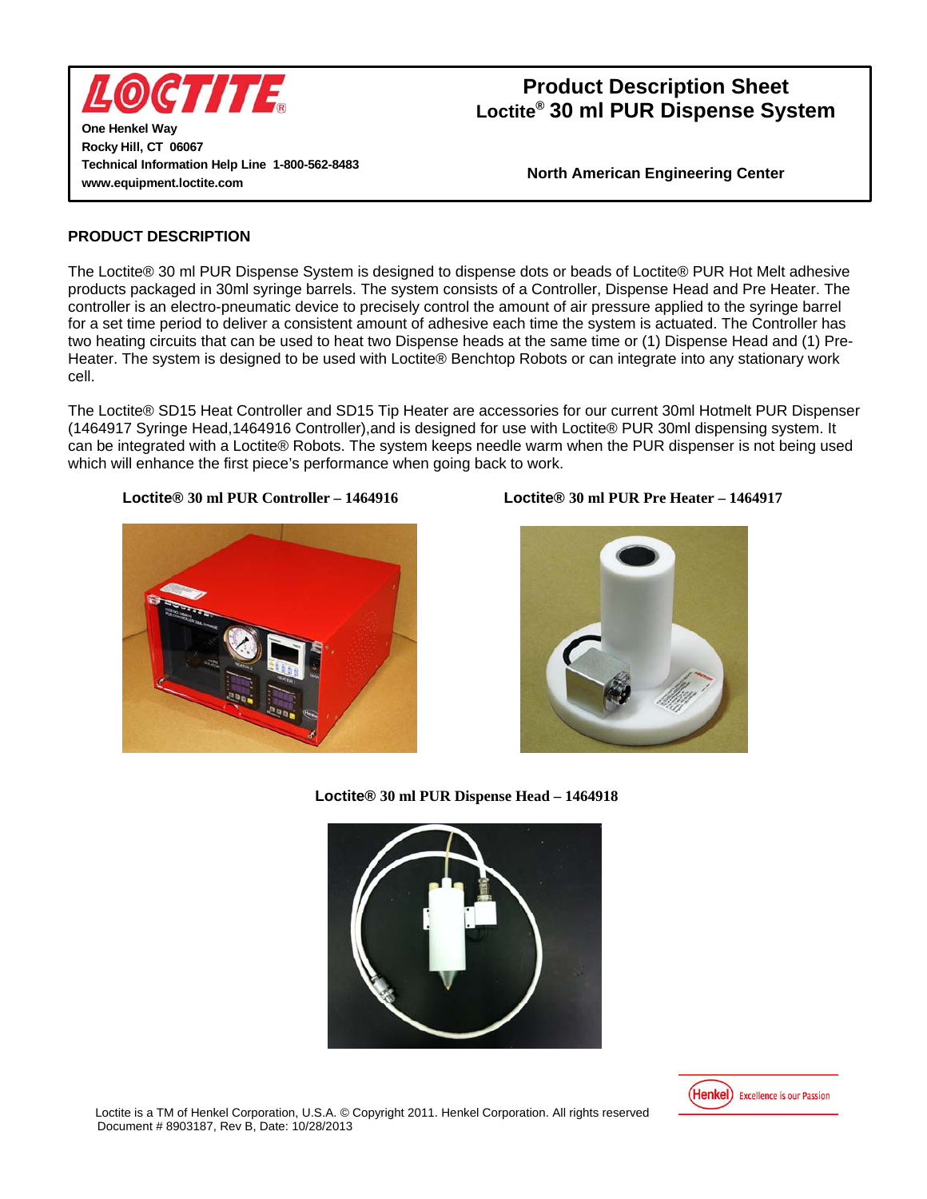LOCTITE®

**One Henkel Way**
**Rocky Hill, CT 06067**
**Technical Information Help Line 1-800-562-8483**
**www.equipment.loctite.com**

# Product Description Sheet
## Loctite® 30 ml PUR Dispense System

**North American Engineering Center**

### PRODUCT DESCRIPTION

The Loctite® 30 ml PUR Dispense System is designed to dispense dots or beads of Loctite® PUR Hot Melt adhesive products packaged in 30ml syringe barrels. The system consists of a Controller, Dispense Head and Pre Heater. The controller is an electro-pneumatic device to precisely control the amount of air pressure applied to the syringe barrel for a set time period to deliver a consistent amount of adhesive each time the system is actuated. The Controller has two heating circuits that can be used to heat two Dispense heads at the same time or (1) Dispense Head and (1) Pre-Heater. The system is designed to be used with Loctite® Benchtop Robots or can integrate into any stationary work cell.

The Loctite® SD15 Heat Controller and SD15 Tip Heater are accessories for our current 30ml Hotmelt PUR Dispenser (1464917 Syringe Head,1464916 Controller),and is designed for use with Loctite® PUR 30ml dispensing system. It can be integrated with a Loctite® Robots. The system keeps needle warm when the PUR dispenser is not being used which will enhance the first piece's performance when going back to work.

**Loctite® 30 ml PUR Controller – 1464916**

**Loctite® 30 ml PUR Pre Heater – 1464917**

**Loctite® 30 ml PUR Dispense Head – 1464918**

Loctite is a TM of Henkel Corporation, U.S.A. © Copyright 2011. Henkel Corporation. All rights reserved
Document # 8903187, Rev B, Date: 10/28/2013

Henkel Excellence is our Passion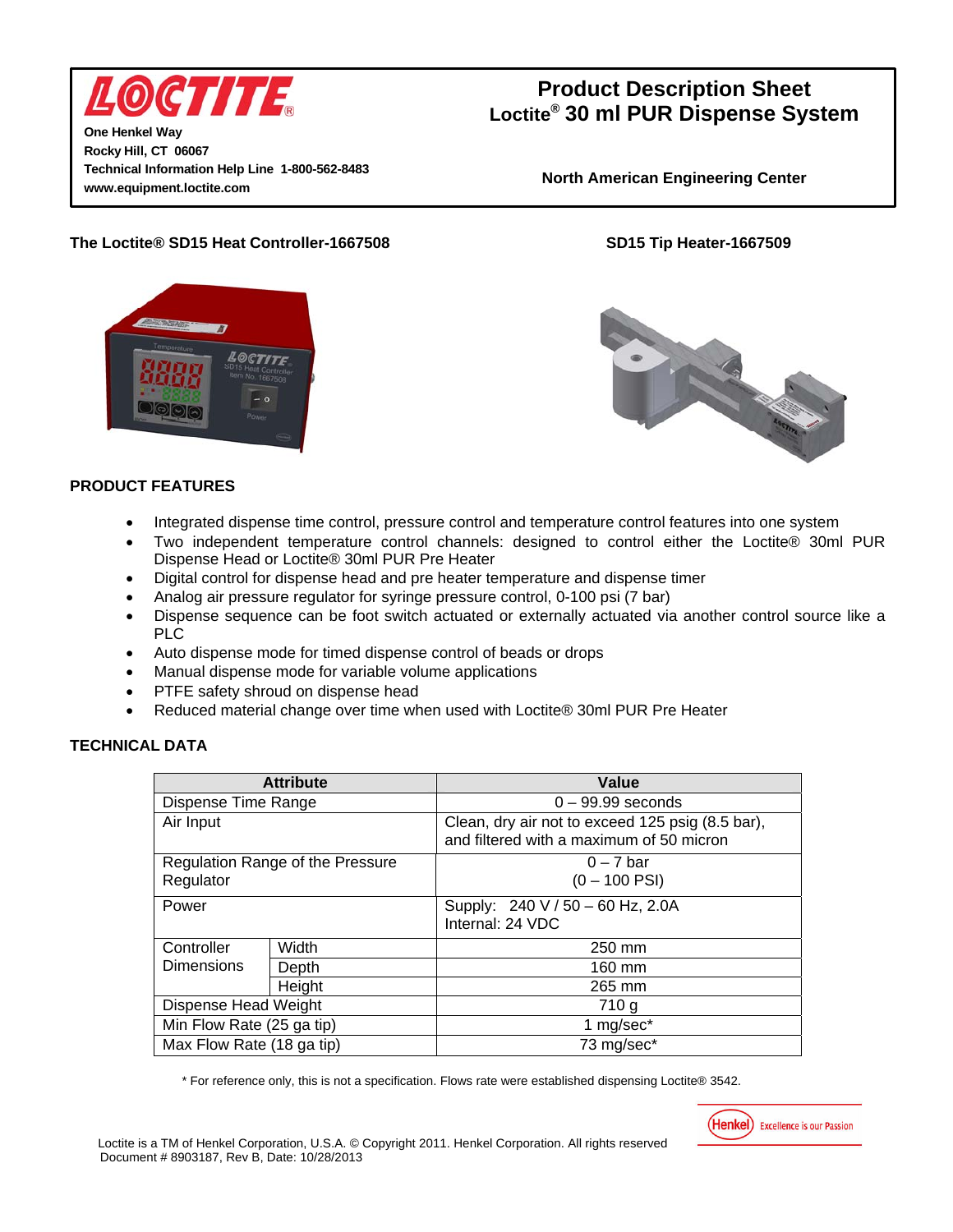**LOCTITE**

One Henkel Way
Rocky Hill, CT 06067
Technical Information Help Line 1-800-562-8483
www.equipment.loctite.com

# Product Description Sheet
## Loctite® 30 ml PUR Dispense System

**North American Engineering Center**

**The Loctite® SD15 Heat Controller-1667508**

**SD15 Tip Heater-1667509**

## PRODUCT FEATURES

- Integrated dispense time control, pressure control and temperature control features into one system
- Two independent temperature control channels: designed to control either the Loctite® 30ml PUR Dispense Head or Loctite® 30ml PUR Pre Heater
- Digital control for dispense head and pre heater temperature and dispense timer
- Analog air pressure regulator for syringe pressure control, 0-100 psi (7 bar)
- Dispense sequence can be foot switch actuated or externally actuated via another control source like a PLC
- Auto dispense mode for timed dispense control of beads or drops
- Manual dispense mode for variable volume applications
- PTFE safety shroud on dispense head
- Reduced material change over time when used with Loctite® 30ml PUR Pre Heater

## TECHNICAL DATA

| Attribute | | Value |
|---|---|---|
| Dispense Time Range | | 0 – 99.99 seconds |
| Air Input | | Clean, dry air not to exceed 125 psig (8.5 bar), and filtered with a maximum of 50 micron |
| Regulation Range of the Pressure Regulator | | 0 – 7 bar (0 – 100 PSI) |
| Power | | Supply: 240 V / 50 – 60 Hz, 2.0A Internal: 24 VDC |
| Controller Dimensions | Width | 250 mm |
| | Depth | 160 mm |
| | Height | 265 mm |
| Dispense Head Weight | | 710 g |
| Min Flow Rate (25 ga tip) | | 1 mg/sec* |
| Max Flow Rate (18 ga tip) | | 73 mg/sec* |

\* For reference only, this is not a specification. Flows rate were established dispensing Loctite® 3542.

Loctite is a TM of Henkel Corporation, U.S.A. © Copyright 2011. Henkel Corporation. All rights reserved
Document # 8903187, Rev B, Date: 10/28/2013

Henkel Excellence is our Passion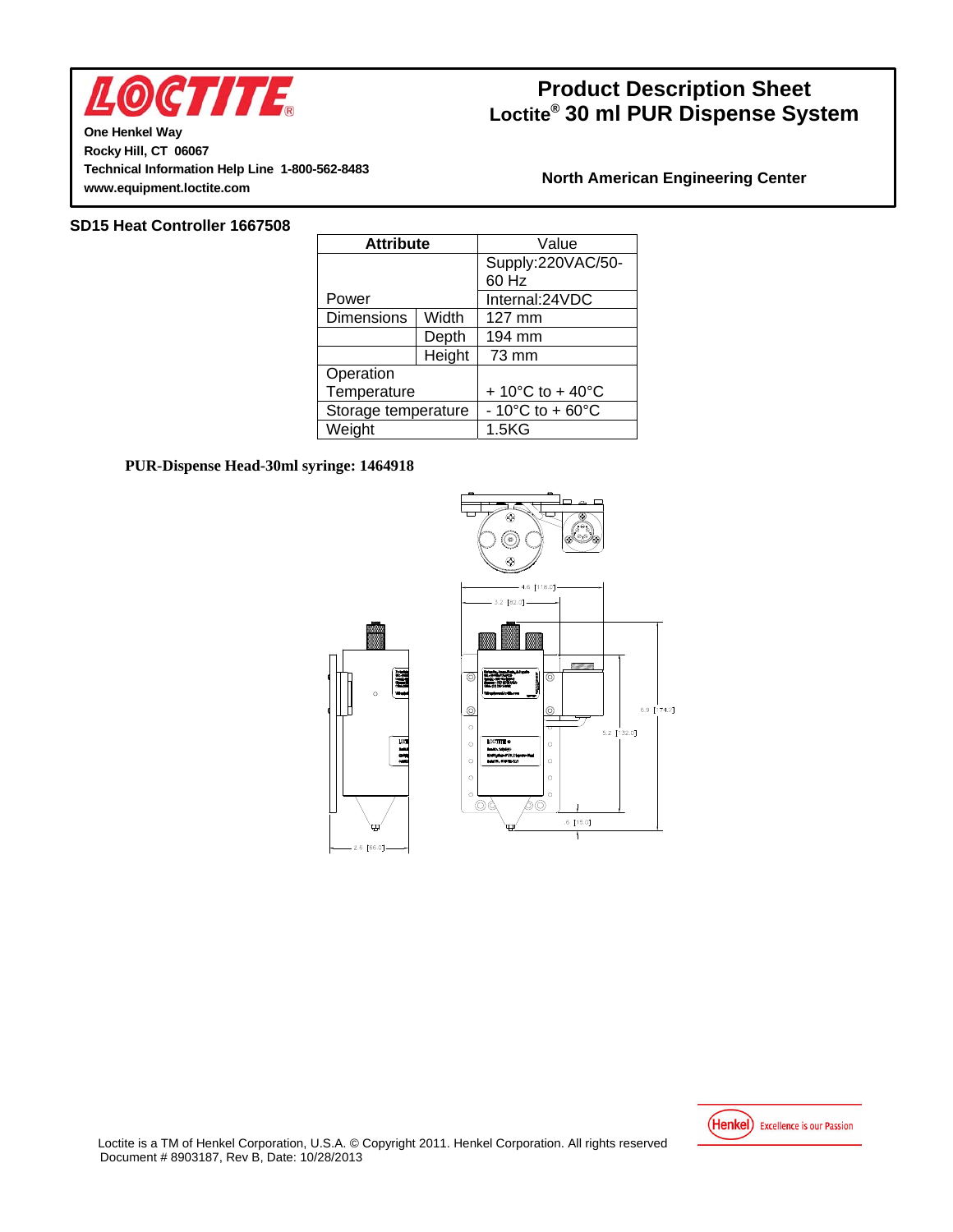## SD15 Heat Controller 1667508

| Attribute | | Value |
|---|---|---|
| Power | | Supply:220VAC/50-60 Hz |
| | | Internal:24VDC |
| Dimensions | Width | 127 mm |
| | Depth | 194 mm |
| | Height | 73 mm |
| Operation Temperature | | + 10°C to + 40°C |
| Storage temperature | | - 10°C to + 60°C |
| Weight | | 1.5KG |

**PUR-Dispense Head-30ml syringe: 1464918**

Loctite is a TM of Henkel Corporation, U.S.A. © Copyright 2011. Henkel Corporation. All rights reserved
Document # 8903187, Rev B, Date: 10/28/2013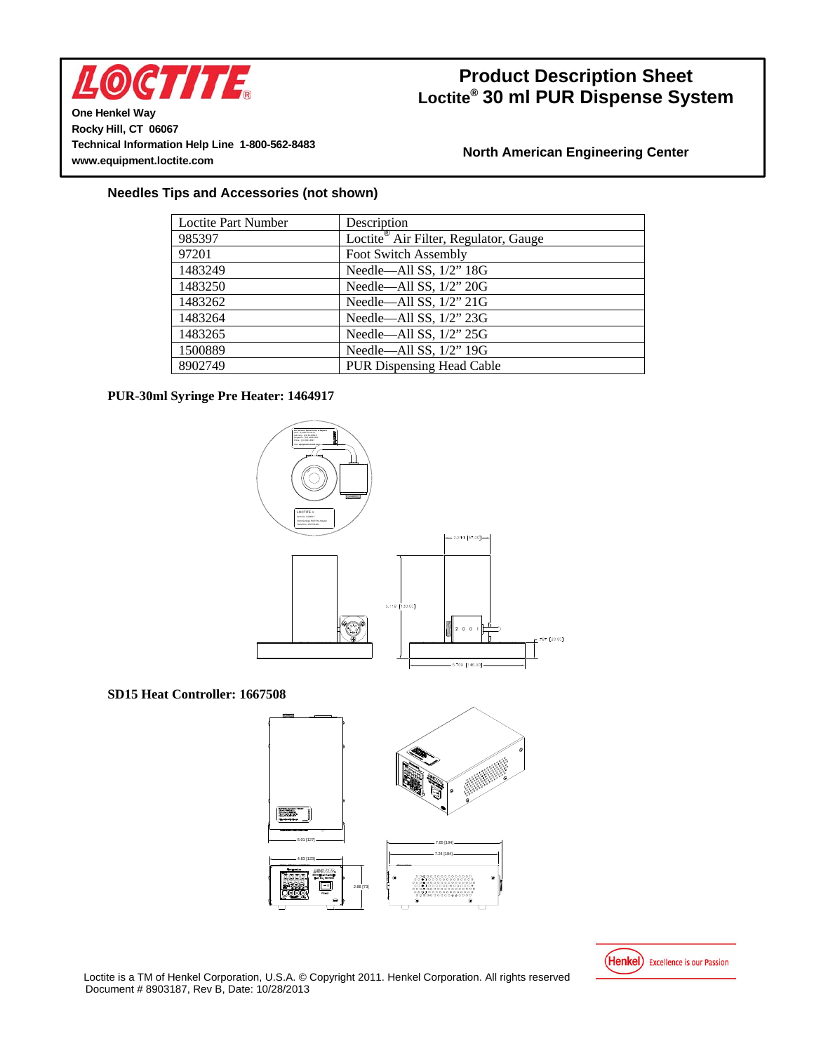### Needles Tips and Accessories (not shown)

| Loctite Part Number | Description |
|---|---|
| 985397 | Loctite® Air Filter, Regulator, Gauge |
| 97201 | Foot Switch Assembly |
| 1483249 | Needle—All SS, 1/2" 18G |
| 1483250 | Needle—All SS, 1/2" 20G |
| 1483262 | Needle—All SS, 1/2" 21G |
| 1483264 | Needle—All SS, 1/2" 23G |
| 1483265 | Needle—All SS, 1/2" 25G |
| 1500889 | Needle—All SS, 1/2" 19G |
| 8902749 | PUR Dispensing Head Cable |

**PUR-30ml Syringe Pre Heater: 1464917**

**SD15 Heat Controller: 1667508**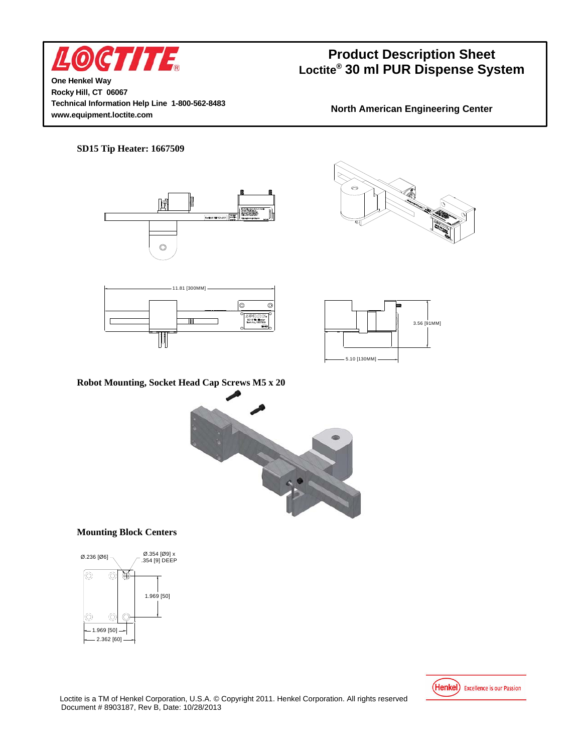# Product Description Sheet
## Loctite® 30 ml PUR Dispense System

One Henkel Way
Rocky Hill, CT 06067
Technical Information Help Line 1-800-562-8483
www.equipment.loctite.com

North American Engineering Center

**SD15 Tip Heater: 1667509**

11.81 [300MM]

3.56 [91MM]

5.10 [130MM]

**Robot Mounting, Socket Head Cap Screws M5 x 20**

**Mounting Block Centers**

Ø.236 [Ø6]

Ø.354 [Ø9] x .354 [9] DEEP

1.969 [50]

1.969 [50]

2.362 [60]

Loctite is a TM of Henkel Corporation, U.S.A. © Copyright 2011. Henkel Corporation. All rights reserved
Document # 8903187, Rev B, Date: 10/28/2013

Henkel Excellence is our Passion